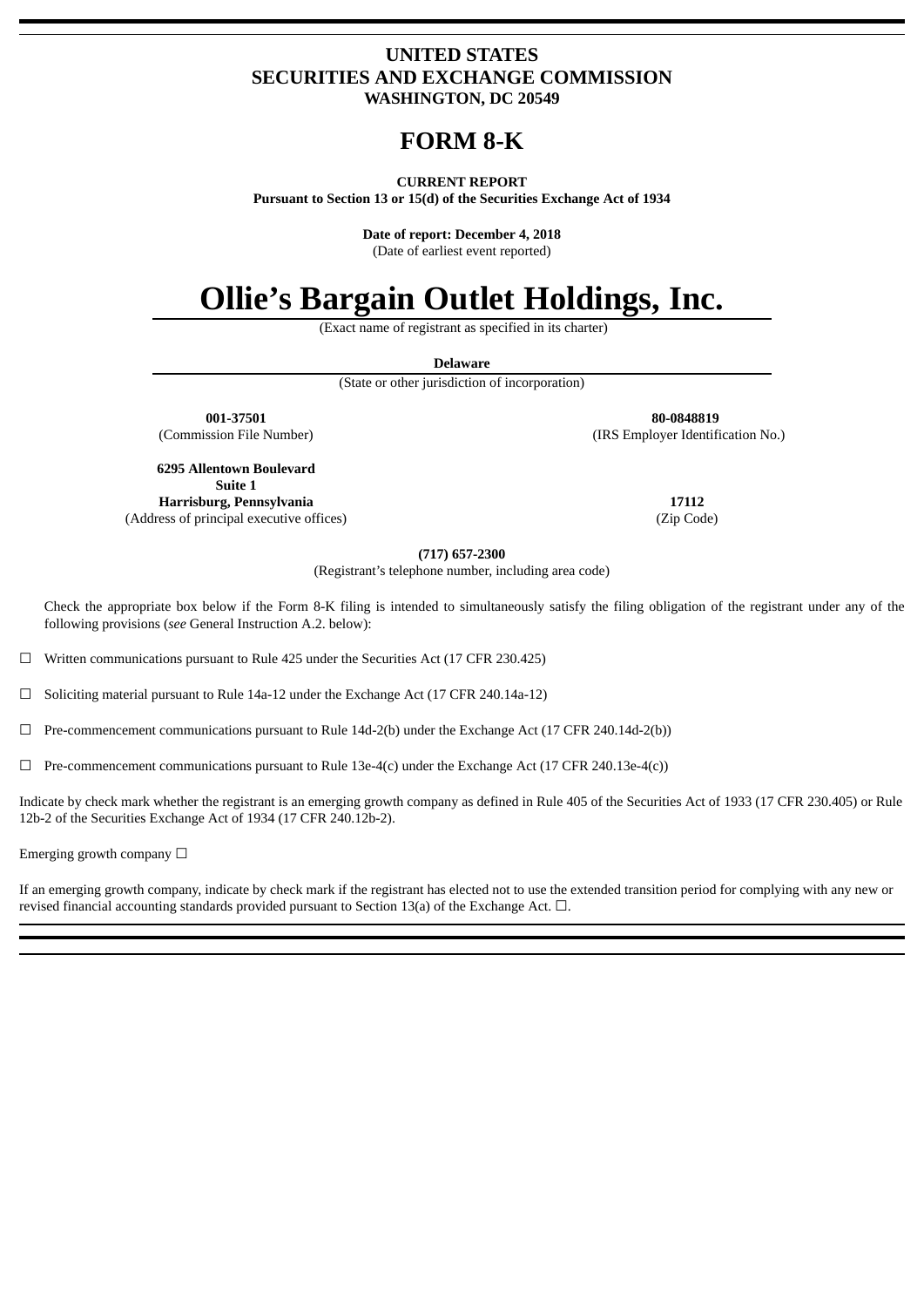# UNITED STATES
# SECURITIES AND EXCHANGE COMMISSION
**WASHINGTON, DC 20549**

# FORM 8-K

**CURRENT REPORT**
**Pursuant to Section 13 or 15(d) of the Securities Exchange Act of 1934**

**Date of report: December 4, 2018**
(Date of earliest event reported)

# Ollie's Bargain Outlet Holdings, Inc.

(Exact name of registrant as specified in its charter)

**Delaware**
(State or other jurisdiction of incorporation)

| **001-37501** | **80-0848819** |
|---|---|
| (Commission File Number) | (IRS Employer Identification No.) |

| **6295 Allentown Boulevard Suite 1 Harrisburg, Pennsylvania** | **17112** |
|---|---|
| (Address of principal executive offices) | (Zip Code) |

**(717) 657-2300**
(Registrant's telephone number, including area code)

Check the appropriate box below if the Form 8-K filing is intended to simultaneously satisfy the filing obligation of the registrant under any of the following provisions (*see* General Instruction A.2. below):

☐ Written communications pursuant to Rule 425 under the Securities Act (17 CFR 230.425)

☐ Soliciting material pursuant to Rule 14a-12 under the Exchange Act (17 CFR 240.14a-12)

☐ Pre-commencement communications pursuant to Rule 14d-2(b) under the Exchange Act (17 CFR 240.14d-2(b))

☐ Pre-commencement communications pursuant to Rule 13e-4(c) under the Exchange Act (17 CFR 240.13e-4(c))

Indicate by check mark whether the registrant is an emerging growth company as defined in Rule 405 of the Securities Act of 1933 (17 CFR 230.405) or Rule 12b-2 of the Securities Exchange Act of 1934 (17 CFR 240.12b-2).

Emerging growth company ☐

If an emerging growth company, indicate by check mark if the registrant has elected not to use the extended transition period for complying with any new or revised financial accounting standards provided pursuant to Section 13(a) of the Exchange Act. ☐.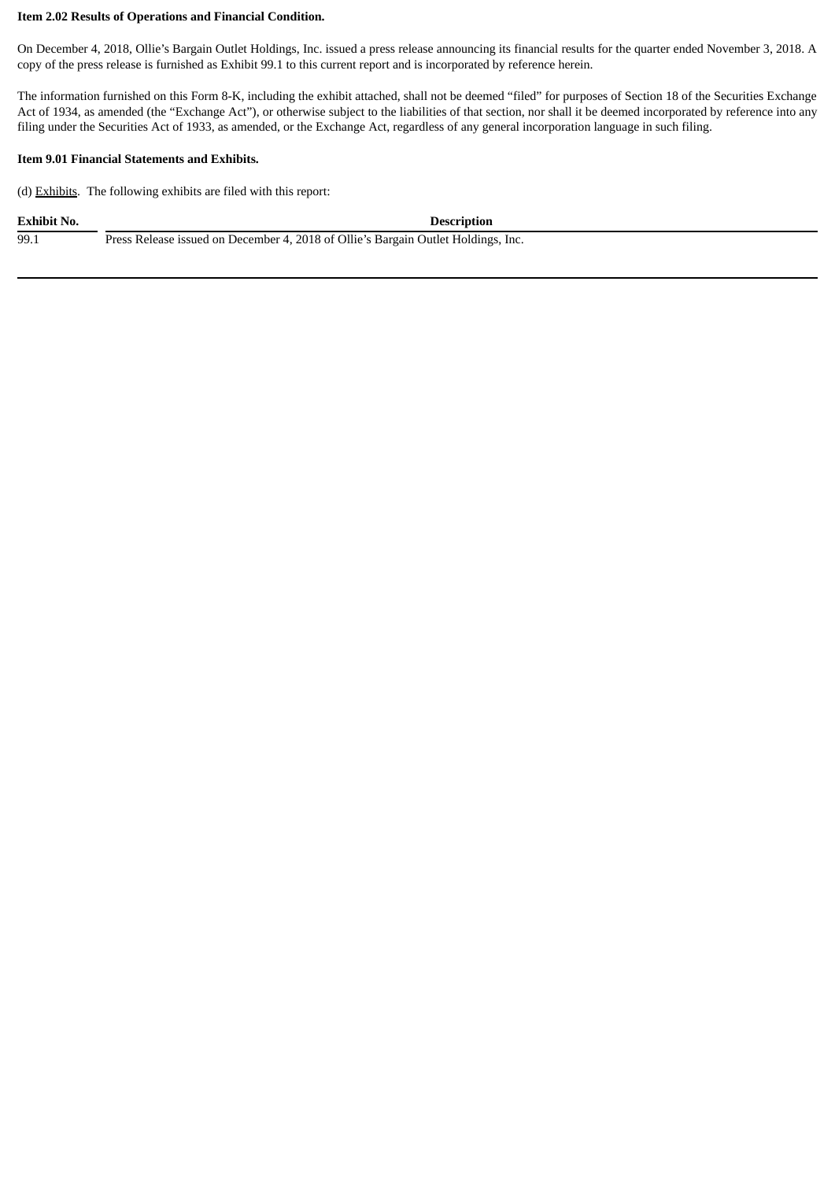**Item 2.02 Results of Operations and Financial Condition.**

On December 4, 2018, Ollie's Bargain Outlet Holdings, Inc. issued a press release announcing its financial results for the quarter ended November 3, 2018. A copy of the press release is furnished as Exhibit 99.1 to this current report and is incorporated by reference herein.

The information furnished on this Form 8-K, including the exhibit attached, shall not be deemed "filed" for purposes of Section 18 of the Securities Exchange Act of 1934, as amended (the "Exchange Act"), or otherwise subject to the liabilities of that section, nor shall it be deemed incorporated by reference into any filing under the Securities Act of 1933, as amended, or the Exchange Act, regardless of any general incorporation language in such filing.

**Item 9.01 Financial Statements and Exhibits.**

(d) Exhibits. The following exhibits are filed with this report:

| Exhibit No. | Description |
|---|---|
| 99.1 | Press Release issued on December 4, 2018 of Ollie's Bargain Outlet Holdings, Inc. |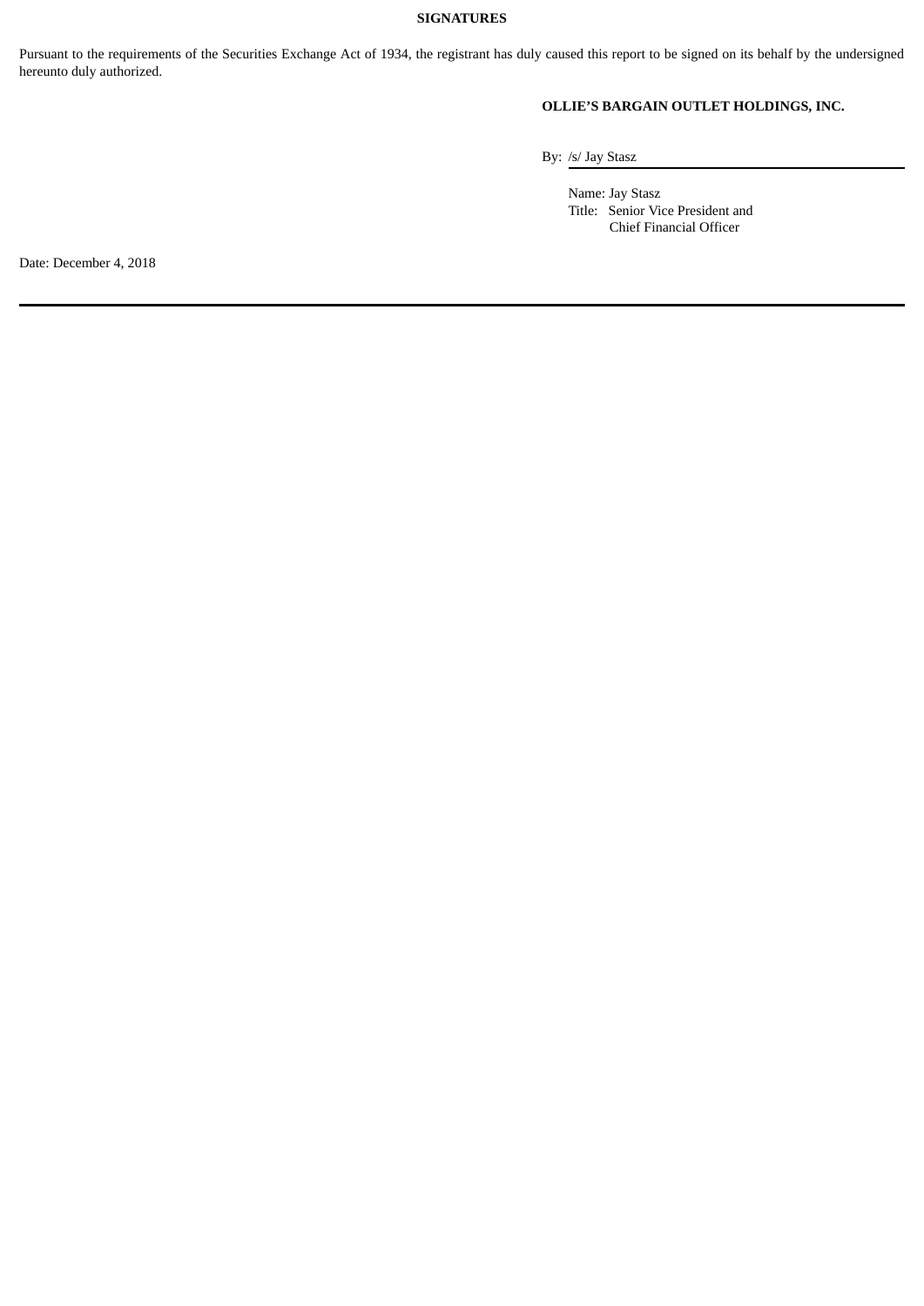## SIGNATURES

Pursuant to the requirements of the Securities Exchange Act of 1934, the registrant has duly caused this report to be signed on its behalf by the undersigned hereunto duly authorized.

**OLLIE'S BARGAIN OUTLET HOLDINGS, INC.**

By: /s/ Jay Stasz

Name: Jay Stasz
Title: Senior Vice President and Chief Financial Officer

Date: December 4, 2018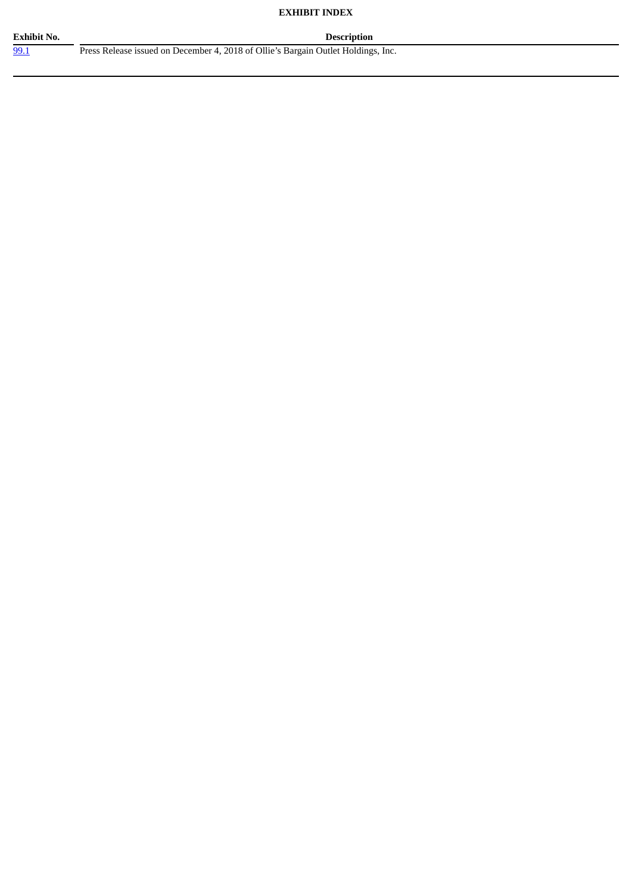**EXHIBIT INDEX**

| Exhibit No. | Description |
| --- | --- |
| 99.1 | Press Release issued on December 4, 2018 of Ollie's Bargain Outlet Holdings, Inc. |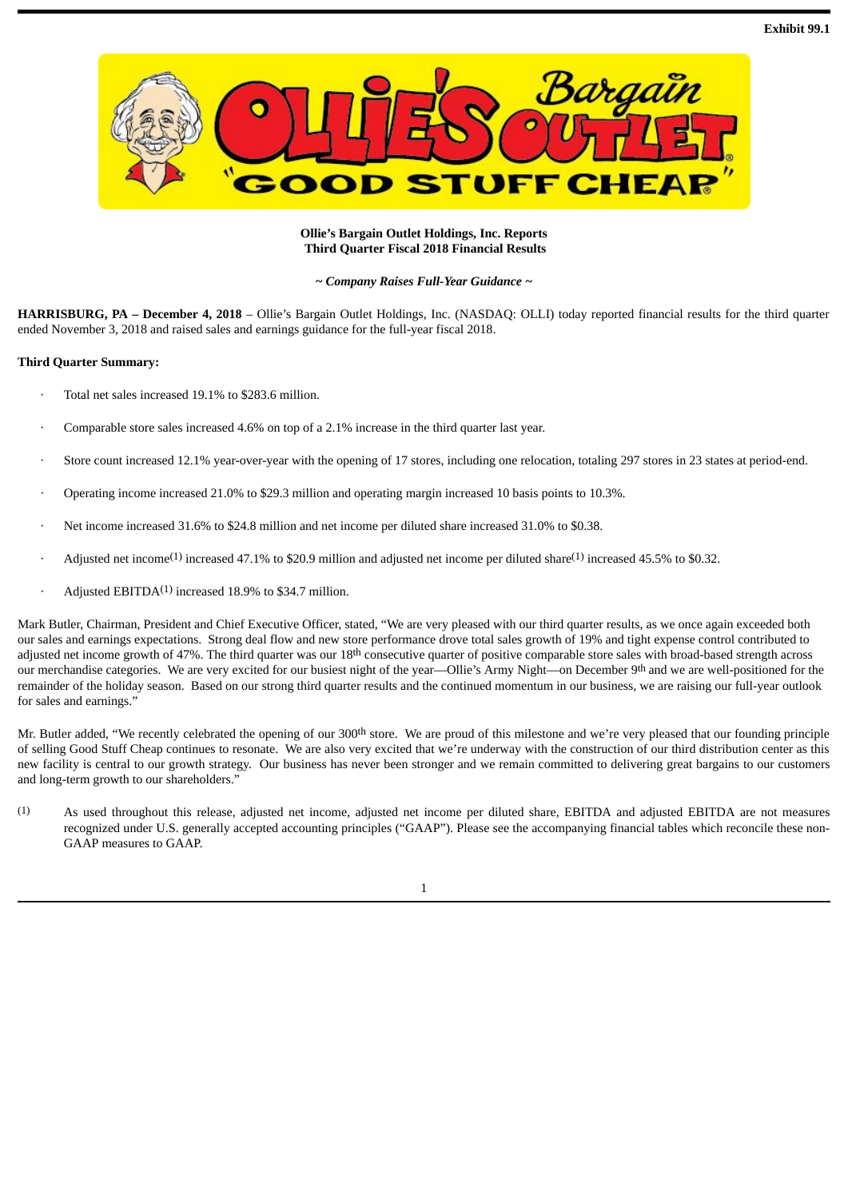Exhibit 99.1

**Ollie's Bargain Outlet Holdings, Inc. Reports**
**Third Quarter Fiscal 2018 Financial Results**

***~ Company Raises Full-Year Guidance ~***

**HARRISBURG, PA – December 4, 2018** – Ollie's Bargain Outlet Holdings, Inc. (NASDAQ: OLLI) today reported financial results for the third quarter ended November 3, 2018 and raised sales and earnings guidance for the full-year fiscal 2018.

**Third Quarter Summary:**

- Total net sales increased 19.1% to $283.6 million.
- Comparable store sales increased 4.6% on top of a 2.1% increase in the third quarter last year.
- Store count increased 12.1% year-over-year with the opening of 17 stores, including one relocation, totaling 297 stores in 23 states at period-end.
- Operating income increased 21.0% to $29.3 million and operating margin increased 10 basis points to 10.3%.
- Net income increased 31.6% to $24.8 million and net income per diluted share increased 31.0% to $0.38.
- Adjusted net income(1) increased 47.1% to $20.9 million and adjusted net income per diluted share(1) increased 45.5% to $0.32.
- Adjusted EBITDA(1) increased 18.9% to $34.7 million.

Mark Butler, Chairman, President and Chief Executive Officer, stated, "We are very pleased with our third quarter results, as we once again exceeded both our sales and earnings expectations. Strong deal flow and new store performance drove total sales growth of 19% and tight expense control contributed to adjusted net income growth of 47%. The third quarter was our 18th consecutive quarter of positive comparable store sales with broad-based strength across our merchandise categories. We are very excited for our busiest night of the year—Ollie's Army Night—on December 9th and we are well-positioned for the remainder of the holiday season. Based on our strong third quarter results and the continued momentum in our business, we are raising our full-year outlook for sales and earnings."

Mr. Butler added, "We recently celebrated the opening of our 300th store. We are proud of this milestone and we're very pleased that our founding principle of selling Good Stuff Cheap continues to resonate. We are also very excited that we're underway with the construction of our third distribution center as this new facility is central to our growth strategy. Our business has never been stronger and we remain committed to delivering great bargains to our customers and long-term growth to our shareholders."

(1) As used throughout this release, adjusted net income, adjusted net income per diluted share, EBITDA and adjusted EBITDA are not measures recognized under U.S. generally accepted accounting principles ("GAAP"). Please see the accompanying financial tables which reconcile these non-GAAP measures to GAAP.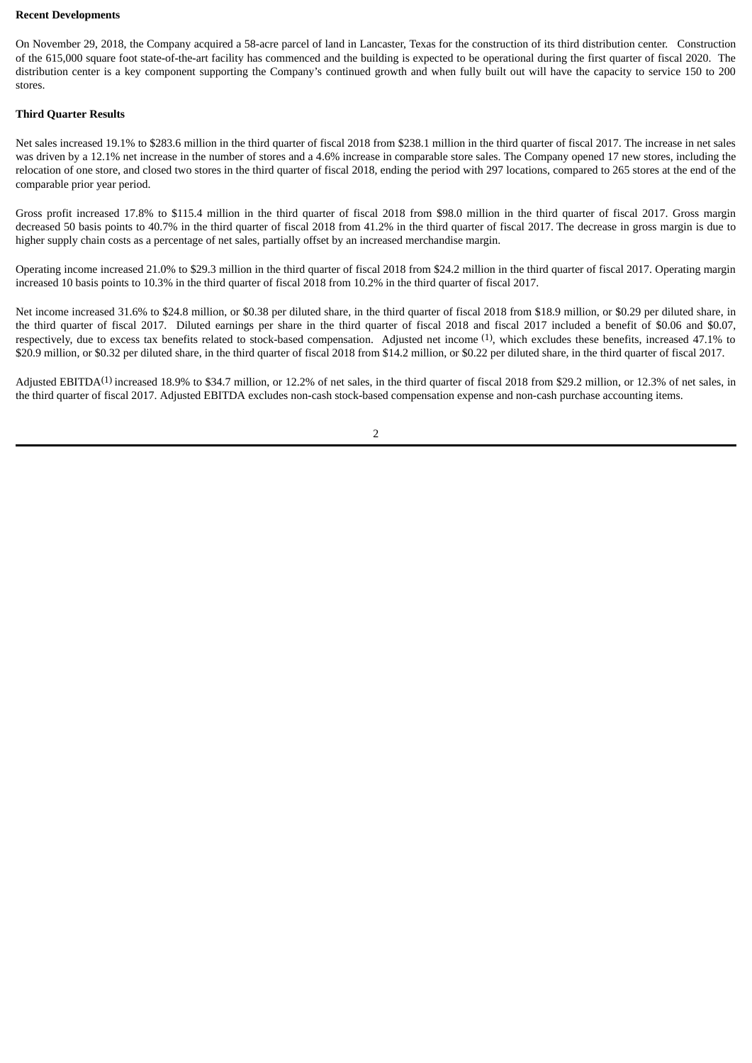**Recent Developments**

On November 29, 2018, the Company acquired a 58-acre parcel of land in Lancaster, Texas for the construction of its third distribution center. Construction of the 615,000 square foot state-of-the-art facility has commenced and the building is expected to be operational during the first quarter of fiscal 2020. The distribution center is a key component supporting the Company's continued growth and when fully built out will have the capacity to service 150 to 200 stores.

**Third Quarter Results**

Net sales increased 19.1% to $283.6 million in the third quarter of fiscal 2018 from $238.1 million in the third quarter of fiscal 2017. The increase in net sales was driven by a 12.1% net increase in the number of stores and a 4.6% increase in comparable store sales. The Company opened 17 new stores, including the relocation of one store, and closed two stores in the third quarter of fiscal 2018, ending the period with 297 locations, compared to 265 stores at the end of the comparable prior year period.

Gross profit increased 17.8% to $115.4 million in the third quarter of fiscal 2018 from $98.0 million in the third quarter of fiscal 2017. Gross margin decreased 50 basis points to 40.7% in the third quarter of fiscal 2018 from 41.2% in the third quarter of fiscal 2017. The decrease in gross margin is due to higher supply chain costs as a percentage of net sales, partially offset by an increased merchandise margin.

Operating income increased 21.0% to $29.3 million in the third quarter of fiscal 2018 from $24.2 million in the third quarter of fiscal 2017. Operating margin increased 10 basis points to 10.3% in the third quarter of fiscal 2018 from 10.2% in the third quarter of fiscal 2017.

Net income increased 31.6% to $24.8 million, or $0.38 per diluted share, in the third quarter of fiscal 2018 from $18.9 million, or $0.29 per diluted share, in the third quarter of fiscal 2017. Diluted earnings per share in the third quarter of fiscal 2018 and fiscal 2017 included a benefit of $0.06 and $0.07, respectively, due to excess tax benefits related to stock-based compensation. Adjusted net income (1), which excludes these benefits, increased 47.1% to $20.9 million, or $0.32 per diluted share, in the third quarter of fiscal 2018 from $14.2 million, or $0.22 per diluted share, in the third quarter of fiscal 2017.

Adjusted EBITDA(1) increased 18.9% to $34.7 million, or 12.2% of net sales, in the third quarter of fiscal 2018 from $29.2 million, or 12.3% of net sales, in the third quarter of fiscal 2017. Adjusted EBITDA excludes non-cash stock-based compensation expense and non-cash purchase accounting items.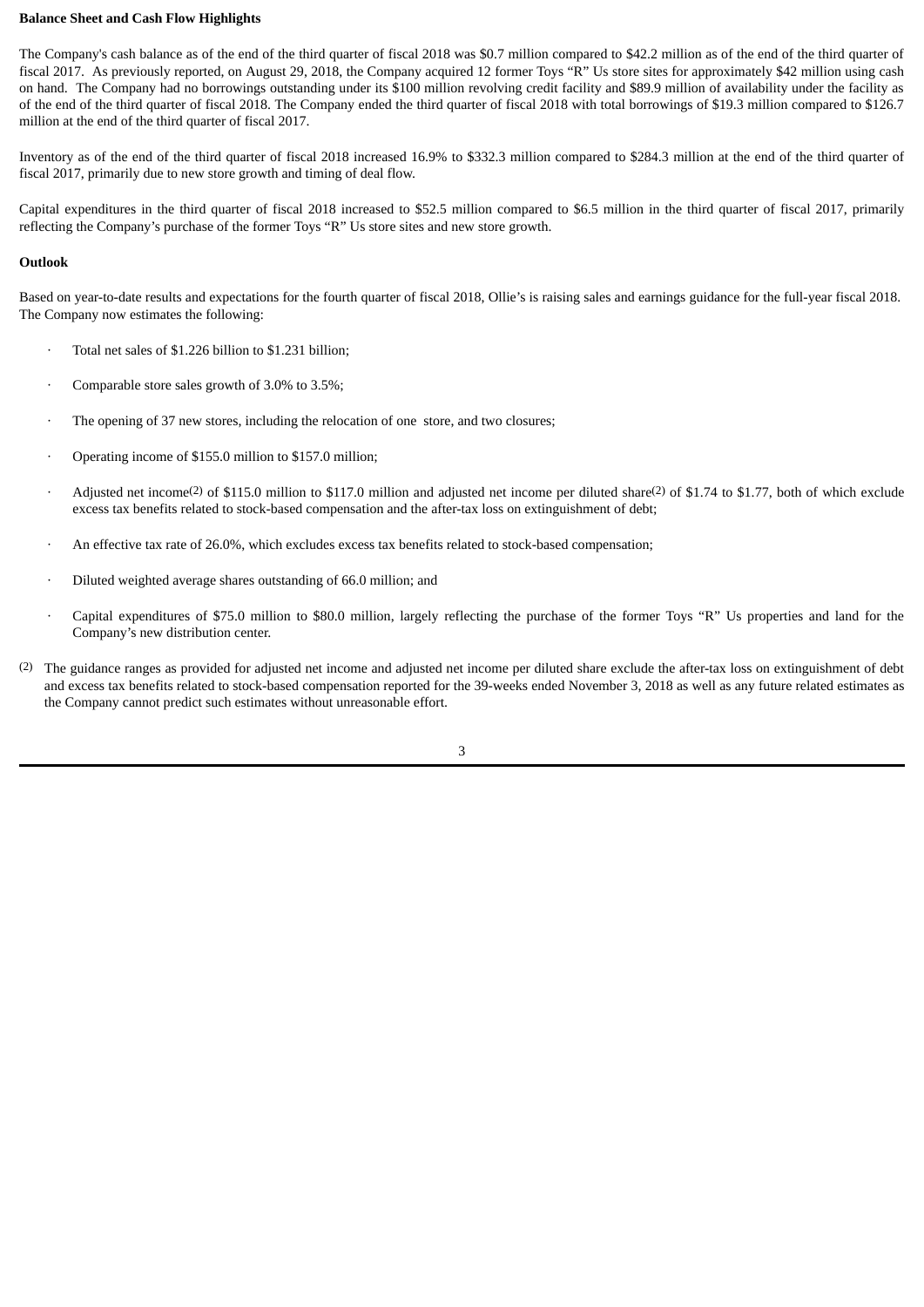**Balance Sheet and Cash Flow Highlights**

The Company's cash balance as of the end of the third quarter of fiscal 2018 was $0.7 million compared to $42.2 million as of the end of the third quarter of fiscal 2017. As previously reported, on August 29, 2018, the Company acquired 12 former Toys "R" Us store sites for approximately $42 million using cash on hand. The Company had no borrowings outstanding under its $100 million revolving credit facility and $89.9 million of availability under the facility as of the end of the third quarter of fiscal 2018. The Company ended the third quarter of fiscal 2018 with total borrowings of $19.3 million compared to $126.7 million at the end of the third quarter of fiscal 2017.

Inventory as of the end of the third quarter of fiscal 2018 increased 16.9% to $332.3 million compared to $284.3 million at the end of the third quarter of fiscal 2017, primarily due to new store growth and timing of deal flow.

Capital expenditures in the third quarter of fiscal 2018 increased to $52.5 million compared to $6.5 million in the third quarter of fiscal 2017, primarily reflecting the Company's purchase of the former Toys "R" Us store sites and new store growth.

**Outlook**

Based on year-to-date results and expectations for the fourth quarter of fiscal 2018, Ollie's is raising sales and earnings guidance for the full-year fiscal 2018. The Company now estimates the following:

- Total net sales of $1.226 billion to $1.231 billion;
- Comparable store sales growth of 3.0% to 3.5%;
- The opening of 37 new stores, including the relocation of one store, and two closures;
- Operating income of $155.0 million to $157.0 million;
- Adjusted net income(2) of $115.0 million to $117.0 million and adjusted net income per diluted share(2) of $1.74 to $1.77, both of which exclude excess tax benefits related to stock-based compensation and the after-tax loss on extinguishment of debt;
- An effective tax rate of 26.0%, which excludes excess tax benefits related to stock-based compensation;
- Diluted weighted average shares outstanding of 66.0 million; and
- Capital expenditures of $75.0 million to $80.0 million, largely reflecting the purchase of the former Toys "R" Us properties and land for the Company's new distribution center.

(2) The guidance ranges as provided for adjusted net income and adjusted net income per diluted share exclude the after-tax loss on extinguishment of debt and excess tax benefits related to stock-based compensation reported for the 39-weeks ended November 3, 2018 as well as any future related estimates as the Company cannot predict such estimates without unreasonable effort.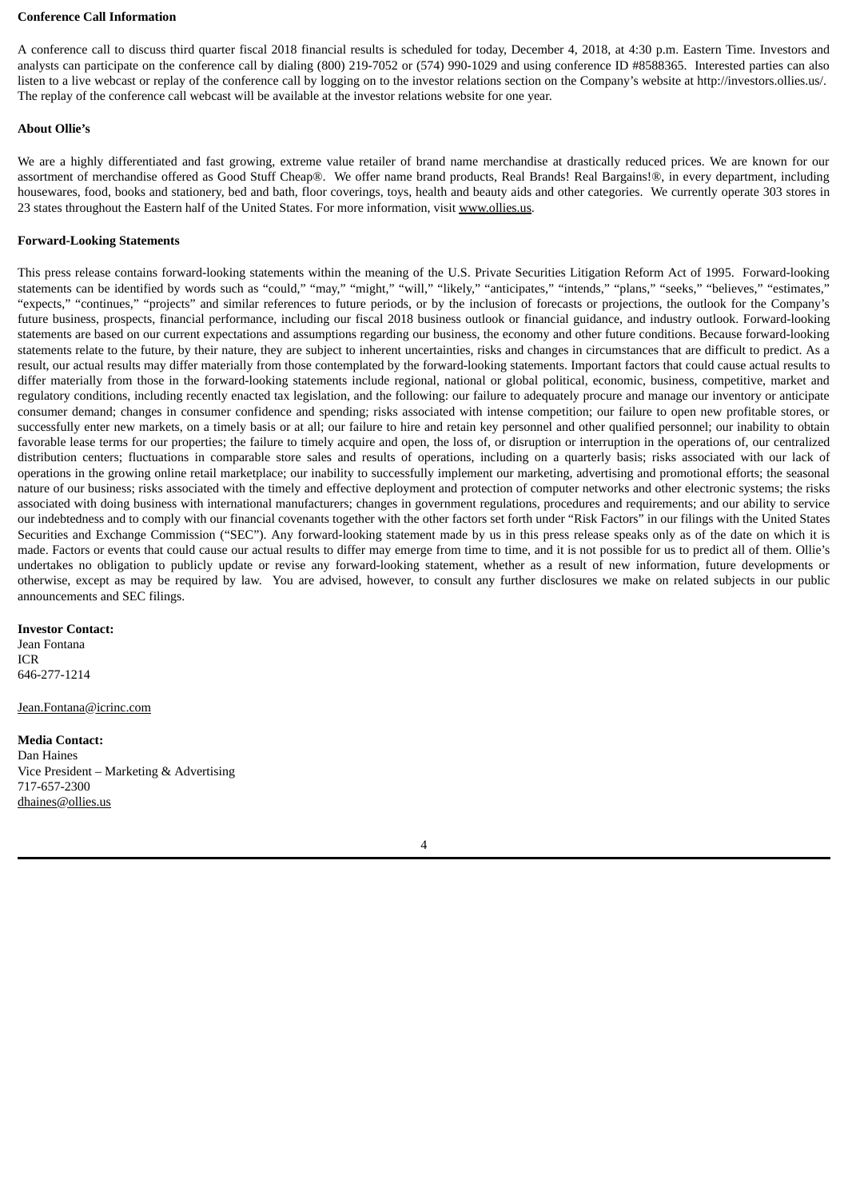**Conference Call Information**

A conference call to discuss third quarter fiscal 2018 financial results is scheduled for today, December 4, 2018, at 4:30 p.m. Eastern Time. Investors and analysts can participate on the conference call by dialing (800) 219-7052 or (574) 990-1029 and using conference ID #8588365. Interested parties can also listen to a live webcast or replay of the conference call by logging on to the investor relations section on the Company's website at http://investors.ollies.us/. The replay of the conference call webcast will be available at the investor relations website for one year.

**About Ollie's**

We are a highly differentiated and fast growing, extreme value retailer of brand name merchandise at drastically reduced prices. We are known for our assortment of merchandise offered as Good Stuff Cheap®. We offer name brand products, Real Brands! Real Bargains!®, in every department, including housewares, food, books and stationery, bed and bath, floor coverings, toys, health and beauty aids and other categories. We currently operate 303 stores in 23 states throughout the Eastern half of the United States. For more information, visit www.ollies.us.

**Forward-Looking Statements**

This press release contains forward-looking statements within the meaning of the U.S. Private Securities Litigation Reform Act of 1995. Forward-looking statements can be identified by words such as "could," "may," "might," "will," "likely," "anticipates," "intends," "plans," "seeks," "believes," "estimates," "expects," "continues," "projects" and similar references to future periods, or by the inclusion of forecasts or projections, the outlook for the Company's future business, prospects, financial performance, including our fiscal 2018 business outlook or financial guidance, and industry outlook. Forward-looking statements are based on our current expectations and assumptions regarding our business, the economy and other future conditions. Because forward-looking statements relate to the future, by their nature, they are subject to inherent uncertainties, risks and changes in circumstances that are difficult to predict. As a result, our actual results may differ materially from those contemplated by the forward-looking statements. Important factors that could cause actual results to differ materially from those in the forward-looking statements include regional, national or global political, economic, business, competitive, market and regulatory conditions, including recently enacted tax legislation, and the following: our failure to adequately procure and manage our inventory or anticipate consumer demand; changes in consumer confidence and spending; risks associated with intense competition; our failure to open new profitable stores, or successfully enter new markets, on a timely basis or at all; our failure to hire and retain key personnel and other qualified personnel; our inability to obtain favorable lease terms for our properties; the failure to timely acquire and open, the loss of, or disruption or interruption in the operations of, our centralized distribution centers; fluctuations in comparable store sales and results of operations, including on a quarterly basis; risks associated with our lack of operations in the growing online retail marketplace; our inability to successfully implement our marketing, advertising and promotional efforts; the seasonal nature of our business; risks associated with the timely and effective deployment and protection of computer networks and other electronic systems; the risks associated with doing business with international manufacturers; changes in government regulations, procedures and requirements; and our ability to service our indebtedness and to comply with our financial covenants together with the other factors set forth under "Risk Factors" in our filings with the United States Securities and Exchange Commission ("SEC"). Any forward-looking statement made by us in this press release speaks only as of the date on which it is made. Factors or events that could cause our actual results to differ may emerge from time to time, and it is not possible for us to predict all of them. Ollie's undertakes no obligation to publicly update or revise any forward-looking statement, whether as a result of new information, future developments or otherwise, except as may be required by law. You are advised, however, to consult any further disclosures we make on related subjects in our public announcements and SEC filings.

**Investor Contact:**
Jean Fontana
ICR
646-277-1214

Jean.Fontana@icrinc.com

**Media Contact:**
Dan Haines
Vice President – Marketing & Advertising
717-657-2300
dhaines@ollies.us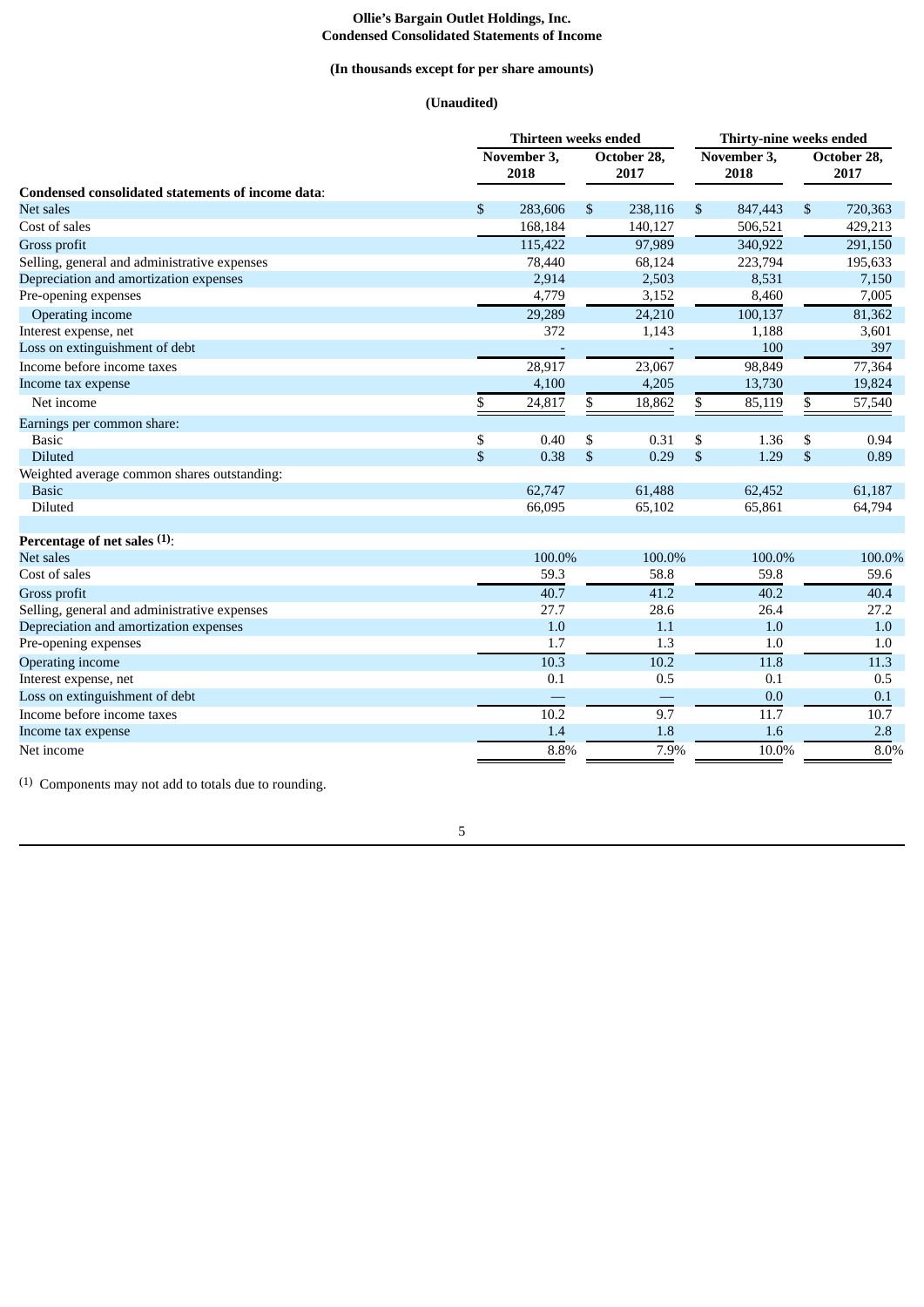**Ollie's Bargain Outlet Holdings, Inc.**
**Condensed Consolidated Statements of Income**

**(In thousands except for per share amounts)**

**(Unaudited)**

| | Thirteen weeks ended | | Thirty-nine weeks ended | |
|---|---|---|---|---|
| | November 3, 2018 | October 28, 2017 | November 3, 2018 | October 28, 2017 |
| **Condensed consolidated statements of income data**: | | | | |
| Net sales | $ 283,606 | $ 238,116 | $ 847,443 | $ 720,363 |
| Cost of sales | 168,184 | 140,127 | 506,521 | 429,213 |
| Gross profit | 115,422 | 97,989 | 340,922 | 291,150 |
| Selling, general and administrative expenses | 78,440 | 68,124 | 223,794 | 195,633 |
| Depreciation and amortization expenses | 2,914 | 2,503 | 8,531 | 7,150 |
| Pre-opening expenses | 4,779 | 3,152 | 8,460 | 7,005 |
| Operating income | 29,289 | 24,210 | 100,137 | 81,362 |
| Interest expense, net | 372 | 1,143 | 1,188 | 3,601 |
| Loss on extinguishment of debt | - | - | 100 | 397 |
| Income before income taxes | 28,917 | 23,067 | 98,849 | 77,364 |
| Income tax expense | 4,100 | 4,205 | 13,730 | 19,824 |
| Net income | $ 24,817 | $ 18,862 | $ 85,119 | $ 57,540 |
| Earnings per common share: | | | | |
| Basic | $ 0.40 | $ 0.31 | $ 1.36 | $ 0.94 |
| Diluted | $ 0.38 | $ 0.29 | $ 1.29 | $ 0.89 |
| Weighted average common shares outstanding: | | | | |
| Basic | 62,747 | 61,488 | 62,452 | 61,187 |
| Diluted | 66,095 | 65,102 | 65,861 | 64,794 |
| | | | | |
| **Percentage of net sales [(1)]**: | | | | |
| Net sales | 100.0% | 100.0% | 100.0% | 100.0% |
| Cost of sales | 59.3 | 58.8 | 59.8 | 59.6 |
| Gross profit | 40.7 | 41.2 | 40.2 | 40.4 |
| Selling, general and administrative expenses | 27.7 | 28.6 | 26.4 | 27.2 |
| Depreciation and amortization expenses | 1.0 | 1.1 | 1.0 | 1.0 |
| Pre-opening expenses | 1.7 | 1.3 | 1.0 | 1.0 |
| Operating income | 10.3 | 10.2 | 11.8 | 11.3 |
| Interest expense, net | 0.1 | 0.5 | 0.1 | 0.5 |
| Loss on extinguishment of debt | — | — | 0.0 | 0.1 |
| Income before income taxes | 10.2 | 9.7 | 11.7 | 10.7 |
| Income tax expense | 1.4 | 1.8 | 1.6 | 2.8 |
| Net income | 8.8% | 7.9% | 10.0% | 8.0% |

(1) Components may not add to totals due to rounding.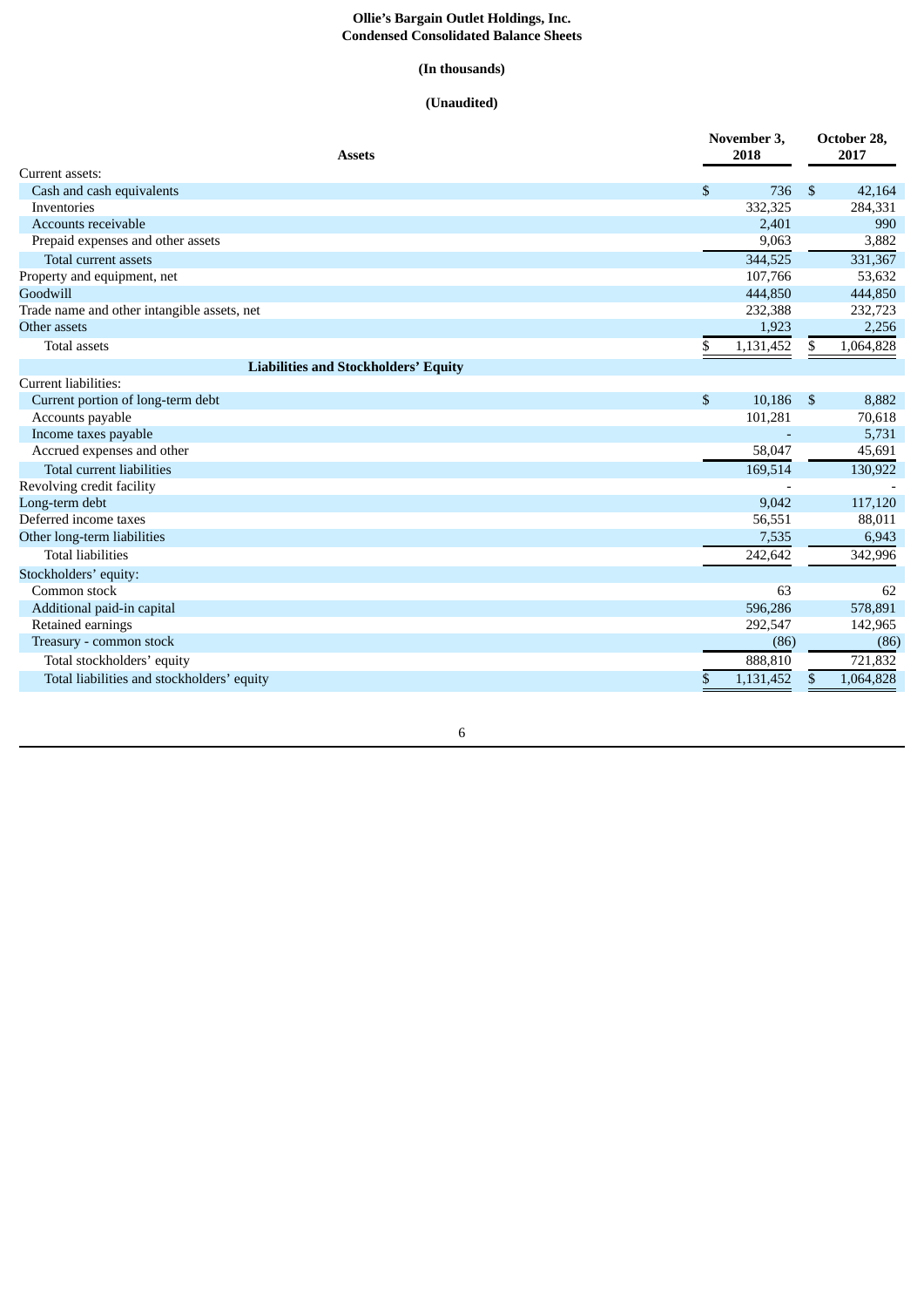**Ollie's Bargain Outlet Holdings, Inc.**
**Condensed Consolidated Balance Sheets**

**(In thousands)**

**(Unaudited)**

| Assets | November 3, 2018 | October 28, 2017 |
|---|---|---|
| Current assets: | | |
| Cash and cash equivalents | $ 736 | $ 42,164 |
| Inventories | 332,325 | 284,331 |
| Accounts receivable | 2,401 | 990 |
| Prepaid expenses and other assets | 9,063 | 3,882 |
| Total current assets | 344,525 | 331,367 |
| Property and equipment, net | 107,766 | 53,632 |
| Goodwill | 444,850 | 444,850 |
| Trade name and other intangible assets, net | 232,388 | 232,723 |
| Other assets | 1,923 | 2,256 |
| Total assets | $ 1,131,452 | $ 1,064,828 |
| **Liabilities and Stockholders' Equity** | | |
| Current liabilities: | | |
| Current portion of long-term debt | $ 10,186 | $ 8,882 |
| Accounts payable | 101,281 | 70,618 |
| Income taxes payable | - | 5,731 |
| Accrued expenses and other | 58,047 | 45,691 |
| Total current liabilities | 169,514 | 130,922 |
| Revolving credit facility | - | - |
| Long-term debt | 9,042 | 117,120 |
| Deferred income taxes | 56,551 | 88,011 |
| Other long-term liabilities | 7,535 | 6,943 |
| Total liabilities | 242,642 | 342,996 |
| Stockholders' equity: | | |
| Common stock | 63 | 62 |
| Additional paid-in capital | 596,286 | 578,891 |
| Retained earnings | 292,547 | 142,965 |
| Treasury - common stock | (86) | (86) |
| Total stockholders' equity | 888,810 | 721,832 |
| Total liabilities and stockholders' equity | $ 1,131,452 | $ 1,064,828 |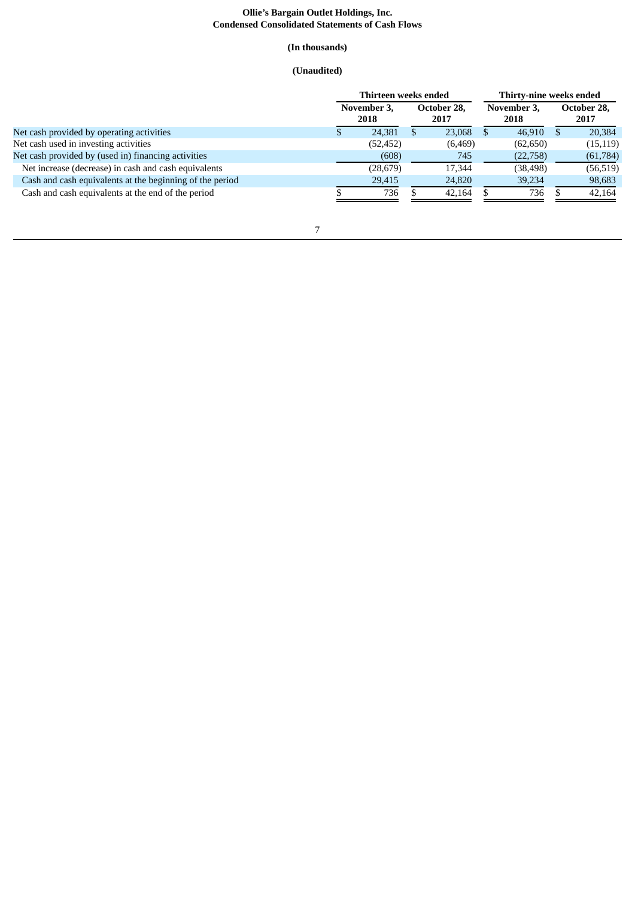**Ollie's Bargain Outlet Holdings, Inc.**
**Condensed Consolidated Statements of Cash Flows**

**(In thousands)**

**(Unaudited)**

| | Thirteen weeks ended | | Thirty-nine weeks ended | |
|---|---|---|---|---|
| | November 3, 2018 | October 28, 2017 | November 3, 2018 | October 28, 2017 |
| Net cash provided by operating activities | $ 24,381 | $ 23,068 | $ 46,910 | $ 20,384 |
| Net cash used in investing activities | (52,452) | (6,469) | (62,650) | (15,119) |
| Net cash provided by (used in) financing activities | (608) | 745 | (22,758) | (61,784) |
| Net increase (decrease) in cash and cash equivalents | (28,679) | 17,344 | (38,498) | (56,519) |
| Cash and cash equivalents at the beginning of the period | 29,415 | 24,820 | 39,234 | 98,683 |
| Cash and cash equivalents at the end of the period | $ 736 | $ 42,164 | $ 736 | $ 42,164 |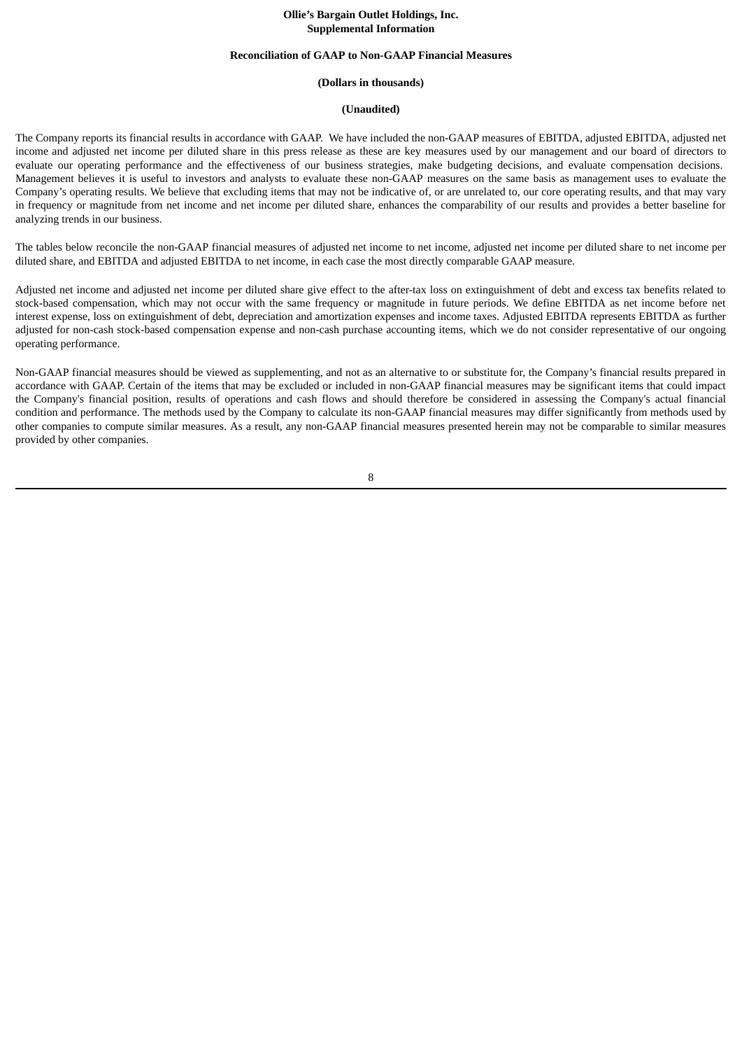**Ollie's Bargain Outlet Holdings, Inc.**
**Supplemental Information**

**Reconciliation of GAAP to Non-GAAP Financial Measures**

**(Dollars in thousands)**

**(Unaudited)**

The Company reports its financial results in accordance with GAAP. We have included the non-GAAP measures of EBITDA, adjusted EBITDA, adjusted net income and adjusted net income per diluted share in this press release as these are key measures used by our management and our board of directors to evaluate our operating performance and the effectiveness of our business strategies, make budgeting decisions, and evaluate compensation decisions. Management believes it is useful to investors and analysts to evaluate these non-GAAP measures on the same basis as management uses to evaluate the Company's operating results. We believe that excluding items that may not be indicative of, or are unrelated to, our core operating results, and that may vary in frequency or magnitude from net income and net income per diluted share, enhances the comparability of our results and provides a better baseline for analyzing trends in our business.

The tables below reconcile the non-GAAP financial measures of adjusted net income to net income, adjusted net income per diluted share to net income per diluted share, and EBITDA and adjusted EBITDA to net income, in each case the most directly comparable GAAP measure.

Adjusted net income and adjusted net income per diluted share give effect to the after-tax loss on extinguishment of debt and excess tax benefits related to stock-based compensation, which may not occur with the same frequency or magnitude in future periods. We define EBITDA as net income before net interest expense, loss on extinguishment of debt, depreciation and amortization expenses and income taxes. Adjusted EBITDA represents EBITDA as further adjusted for non-cash stock-based compensation expense and non-cash purchase accounting items, which we do not consider representative of our ongoing operating performance.

Non-GAAP financial measures should be viewed as supplementing, and not as an alternative to or substitute for, the Company's financial results prepared in accordance with GAAP. Certain of the items that may be excluded or included in non-GAAP financial measures may be significant items that could impact the Company's financial position, results of operations and cash flows and should therefore be considered in assessing the Company's actual financial condition and performance. The methods used by the Company to calculate its non-GAAP financial measures may differ significantly from methods used by other companies to compute similar measures. As a result, any non-GAAP financial measures presented herein may not be comparable to similar measures provided by other companies.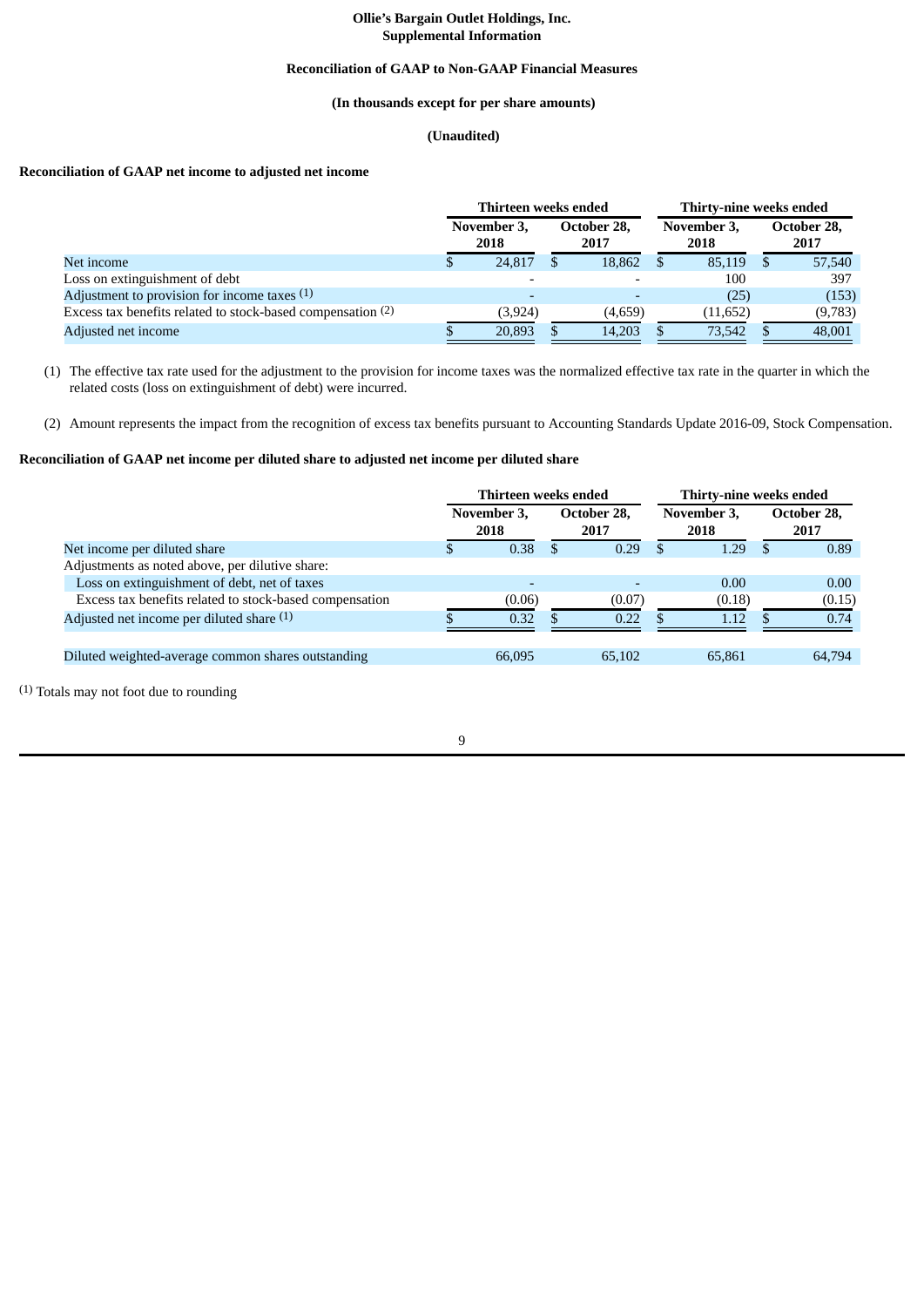**Ollie's Bargain Outlet Holdings, Inc.**
**Supplemental Information**

**Reconciliation of GAAP to Non-GAAP Financial Measures**

**(In thousands except for per share amounts)**

**(Unaudited)**

**Reconciliation of GAAP net income to adjusted net income**

| | Thirteen weeks ended | | Thirty-nine weeks ended | |
|---|---|---|---|---|
| | November 3, 2018 | October 28, 2017 | November 3, 2018 | October 28, 2017 |
| Net income | $ 24,817 | $ 18,862 | $ 85,119 | $ 57,540 |
| Loss on extinguishment of debt | - | - | 100 | 397 |
| Adjustment to provision for income taxes [(1)] | - | - | (25) | (153) |
| Excess tax benefits related to stock-based compensation [(2)] | (3,924) | (4,659) | (11,652) | (9,783) |
| Adjusted net income | $ 20,893 | $ 14,203 | $ 73,542 | $ 48,001 |

(1) The effective tax rate used for the adjustment to the provision for income taxes was the normalized effective tax rate in the quarter in which the related costs (loss on extinguishment of debt) were incurred.

(2) Amount represents the impact from the recognition of excess tax benefits pursuant to Accounting Standards Update 2016-09, Stock Compensation.

**Reconciliation of GAAP net income per diluted share to adjusted net income per diluted share**

| | Thirteen weeks ended | | Thirty-nine weeks ended | |
|---|---|---|---|---|
| | November 3, 2018 | October 28, 2017 | November 3, 2018 | October 28, 2017 |
| Net income per diluted share | $ 0.38 | $ 0.29 | $ 1.29 | $ 0.89 |
| Adjustments as noted above, per dilutive share: | | | | |
| Loss on extinguishment of debt, net of taxes | - | - | 0.00 | 0.00 |
| Excess tax benefits related to stock-based compensation | (0.06) | (0.07) | (0.18) | (0.15) |
| Adjusted net income per diluted share [(1)] | $ 0.32 | $ 0.22 | $ 1.12 | $ 0.74 |
| | | | | |
| Diluted weighted-average common shares outstanding | 66,095 | 65,102 | 65,861 | 64,794 |

(1) Totals may not foot due to rounding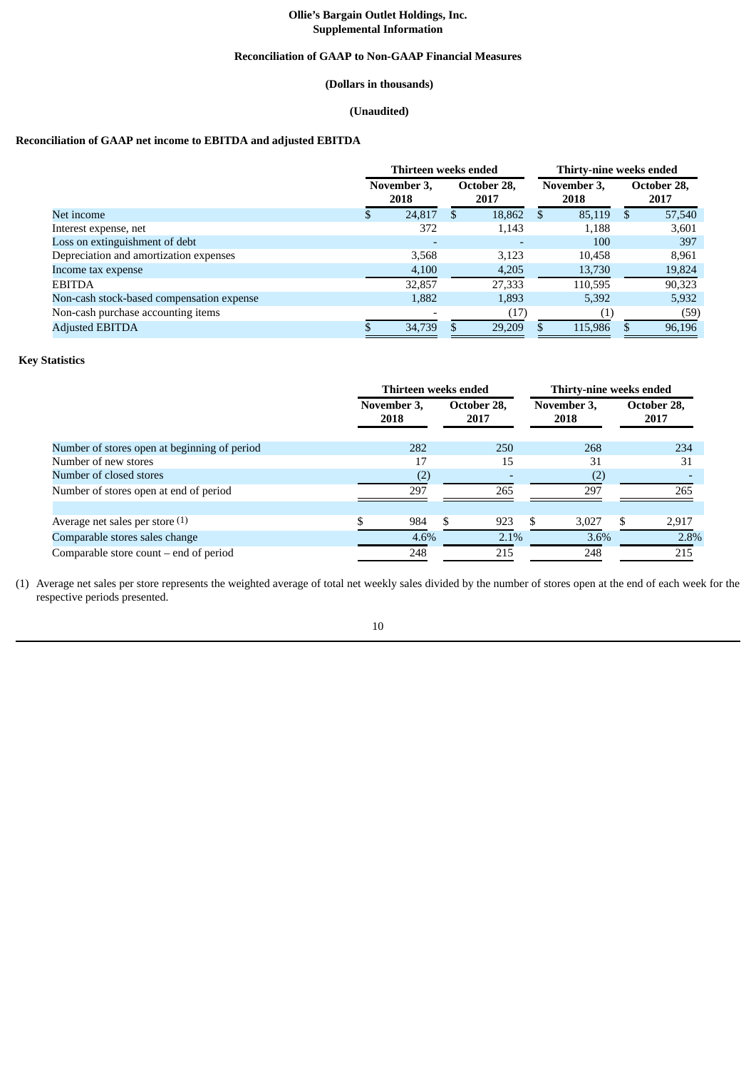**Ollie's Bargain Outlet Holdings, Inc.**
**Supplemental Information**

**Reconciliation of GAAP to Non-GAAP Financial Measures**

**(Dollars in thousands)**

**(Unaudited)**

**Reconciliation of GAAP net income to EBITDA and adjusted EBITDA**

| | Thirteen weeks ended | | Thirty-nine weeks ended | |
|---|---|---|---|---|
| | November 3, 2018 | October 28, 2017 | November 3, 2018 | October 28, 2017 |
| Net income | $ 24,817 | $ 18,862 | $ 85,119 | $ 57,540 |
| Interest expense, net | 372 | 1,143 | 1,188 | 3,601 |
| Loss on extinguishment of debt | - | - | 100 | 397 |
| Depreciation and amortization expenses | 3,568 | 3,123 | 10,458 | 8,961 |
| Income tax expense | 4,100 | 4,205 | 13,730 | 19,824 |
| EBITDA | 32,857 | 27,333 | 110,595 | 90,323 |
| Non-cash stock-based compensation expense | 1,882 | 1,893 | 5,392 | 5,932 |
| Non-cash purchase accounting items | - | (17) | (1) | (59) |
| Adjusted EBITDA | $ 34,739 | $ 29,209 | $ 115,986 | $ 96,196 |

**Key Statistics**

| | Thirteen weeks ended | | Thirty-nine weeks ended | |
|---|---|---|---|---|
| | November 3, 2018 | October 28, 2017 | November 3, 2018 | October 28, 2017 |
| Number of stores open at beginning of period | 282 | 250 | 268 | 234 |
| Number of new stores | 17 | 15 | 31 | 31 |
| Number of closed stores | (2) | - | (2) | - |
| Number of stores open at end of period | 297 | 265 | 297 | 265 |
| | | | | |
| Average net sales per store (1) | $ 984 | $ 923 | $ 3,027 | $ 2,917 |
| Comparable stores sales change | 4.6% | 2.1% | 3.6% | 2.8% |
| Comparable store count – end of period | 248 | 215 | 248 | 215 |

(1) Average net sales per store represents the weighted average of total net weekly sales divided by the number of stores open at the end of each week for the respective periods presented.